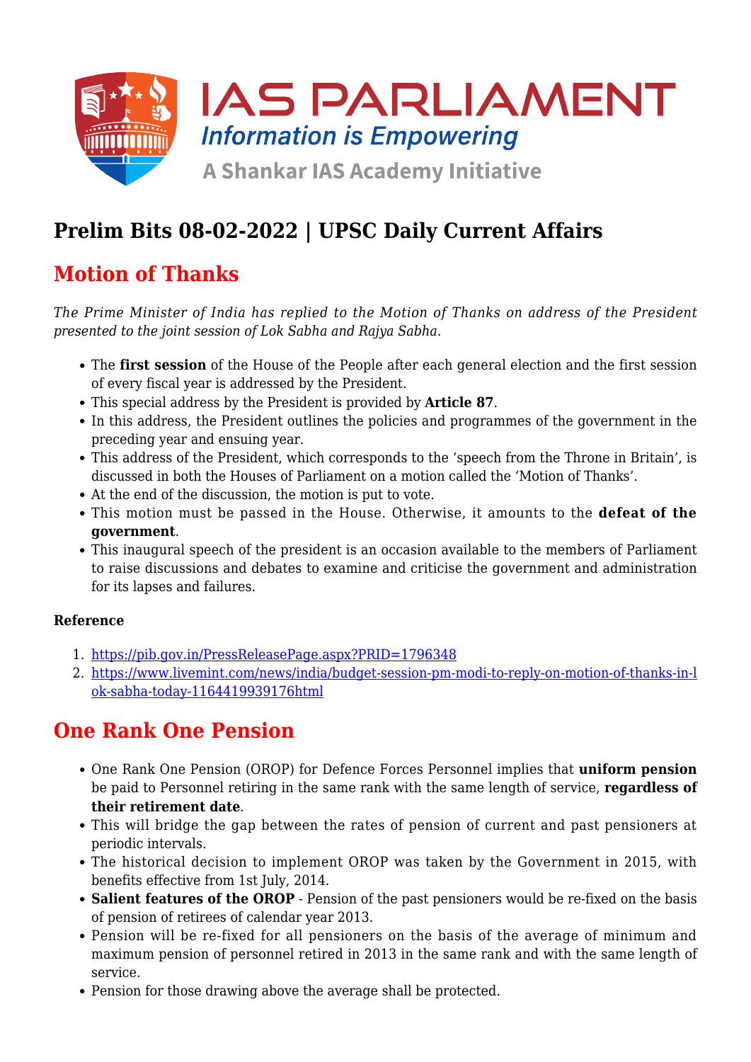# Prelim Bits 08-02-2022 | UPSC Daily Current Affairs

## Motion of Thanks

*The Prime Minister of India has replied to the Motion of Thanks on address of the President presented to the joint session of Lok Sabha and Rajya Sabha.*

- The **first session** of the House of the People after each general election and the first session of every fiscal year is addressed by the President.
- This special address by the President is provided by **Article 87**.
- In this address, the President outlines the policies and programmes of the government in the preceding year and ensuing year.
- This address of the President, which corresponds to the 'speech from the Throne in Britain', is discussed in both the Houses of Parliament on a motion called the 'Motion of Thanks'.
- At the end of the discussion, the motion is put to vote.
- This motion must be passed in the House. Otherwise, it amounts to the **defeat of the government**.
- This inaugural speech of the president is an occasion available to the members of Parliament to raise discussions and debates to examine and criticise the government and administration for its lapses and failures.

**Reference**

1. https://pib.gov.in/PressReleasePage.aspx?PRID=1796348
2. https://www.livemint.com/news/india/budget-session-pm-modi-to-reply-on-motion-of-thanks-in-lok-sabha-today-1164419939176html

## One Rank One Pension

- One Rank One Pension (OROP) for Defence Forces Personnel implies that **uniform pension** be paid to Personnel retiring in the same rank with the same length of service, **regardless of their retirement date**.
- This will bridge the gap between the rates of pension of current and past pensioners at periodic intervals.
- The historical decision to implement OROP was taken by the Government in 2015, with benefits effective from 1st July, 2014.
- **Salient features of the OROP** - Pension of the past pensioners would be re-fixed on the basis of pension of retirees of calendar year 2013.
- Pension will be re-fixed for all pensioners on the basis of the average of minimum and maximum pension of personnel retired in 2013 in the same rank and with the same length of service.
- Pension for those drawing above the average shall be protected.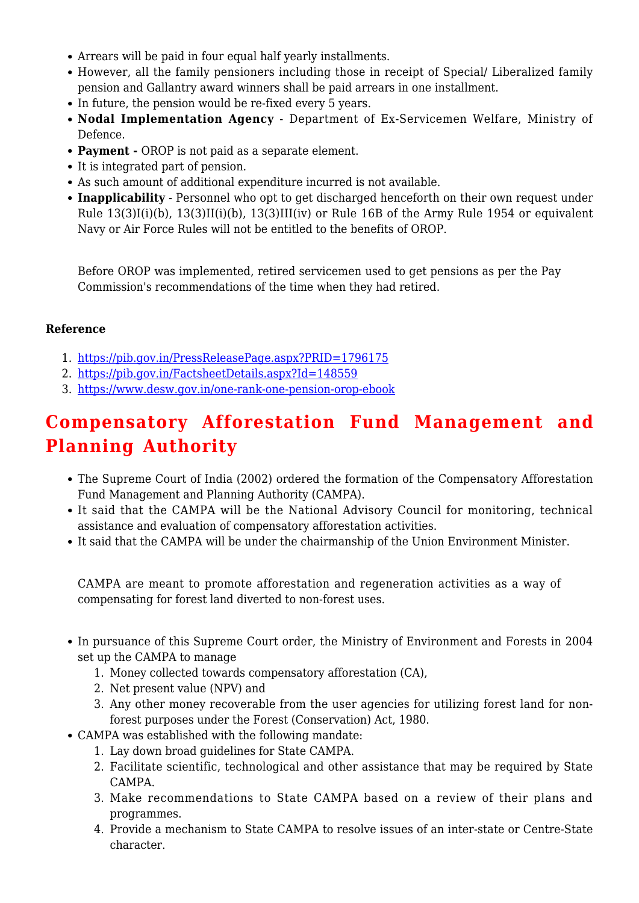- Arrears will be paid in four equal half yearly installments.
- However, all the family pensioners including those in receipt of Special/ Liberalized family pension and Gallantry award winners shall be paid arrears in one installment.
- In future, the pension would be re-fixed every 5 years.
- **Nodal Implementation Agency** - Department of Ex-Servicemen Welfare, Ministry of Defence.
- **Payment -** OROP is not paid as a separate element.
- It is integrated part of pension.
- As such amount of additional expenditure incurred is not available.
- **Inapplicability** - Personnel who opt to get discharged henceforth on their own request under Rule 13(3)I(i)(b), 13(3)II(i)(b), 13(3)III(iv) or Rule 16B of the Army Rule 1954 or equivalent Navy or Air Force Rules will not be entitled to the benefits of OROP.

Before OROP was implemented, retired servicemen used to get pensions as per the Pay Commission's recommendations of the time when they had retired.

**Reference**

1. https://pib.gov.in/PressReleasePage.aspx?PRID=1796175
2. https://pib.gov.in/FactsheetDetails.aspx?Id=148559
3. https://www.desw.gov.in/one-rank-one-pension-orop-ebook

## Compensatory Afforestation Fund Management and Planning Authority

- The Supreme Court of India (2002) ordered the formation of the Compensatory Afforestation Fund Management and Planning Authority (CAMPA).
- It said that the CAMPA will be the National Advisory Council for monitoring, technical assistance and evaluation of compensatory afforestation activities.
- It said that the CAMPA will be under the chairmanship of the Union Environment Minister.

CAMPA are meant to promote afforestation and regeneration activities as a way of compensating for forest land diverted to non-forest uses.

- In pursuance of this Supreme Court order, the Ministry of Environment and Forests in 2004 set up the CAMPA to manage
    1. Money collected towards compensatory afforestation (CA),
    2. Net present value (NPV) and
    3. Any other money recoverable from the user agencies for utilizing forest land for non-forest purposes under the Forest (Conservation) Act, 1980.
- CAMPA was established with the following mandate:
    1. Lay down broad guidelines for State CAMPA.
    2. Facilitate scientific, technological and other assistance that may be required by State CAMPA.
    3. Make recommendations to State CAMPA based on a review of their plans and programmes.
    4. Provide a mechanism to State CAMPA to resolve issues of an inter-state or Centre-State character.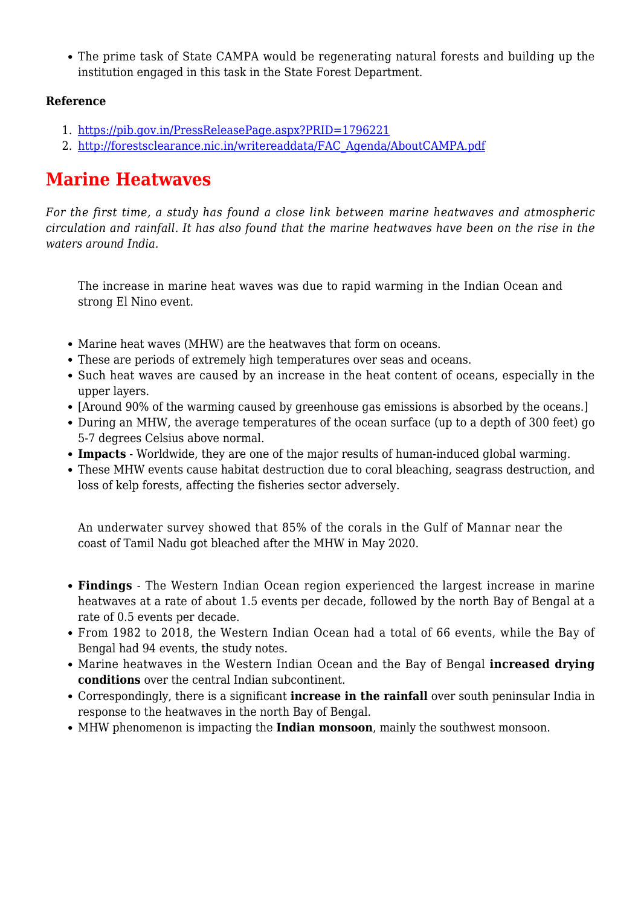- The prime task of State CAMPA would be regenerating natural forests and building up the institution engaged in this task in the State Forest Department.

**Reference**

1. https://pib.gov.in/PressReleasePage.aspx?PRID=1796221
2. http://forestsclearance.nic.in/writereaddata/FAC_Agenda/AboutCAMPA.pdf

# Marine Heatwaves

*For the first time, a study has found a close link between marine heatwaves and atmospheric circulation and rainfall. It has also found that the marine heatwaves have been on the rise in the waters around India.*

> The increase in marine heat waves was due to rapid warming in the Indian Ocean and strong El Nino event.

- Marine heat waves (MHW) are the heatwaves that form on oceans.
- These are periods of extremely high temperatures over seas and oceans.
- Such heat waves are caused by an increase in the heat content of oceans, especially in the upper layers.
- [Around 90% of the warming caused by greenhouse gas emissions is absorbed by the oceans.]
- During an MHW, the average temperatures of the ocean surface (up to a depth of 300 feet) go 5-7 degrees Celsius above normal.
- **Impacts** - Worldwide, they are one of the major results of human-induced global warming.
- These MHW events cause habitat destruction due to coral bleaching, seagrass destruction, and loss of kelp forests, affecting the fisheries sector adversely.

> An underwater survey showed that 85% of the corals in the Gulf of Mannar near the coast of Tamil Nadu got bleached after the MHW in May 2020.

- **Findings** - The Western Indian Ocean region experienced the largest increase in marine heatwaves at a rate of about 1.5 events per decade, followed by the north Bay of Bengal at a rate of 0.5 events per decade.
- From 1982 to 2018, the Western Indian Ocean had a total of 66 events, while the Bay of Bengal had 94 events, the study notes.
- Marine heatwaves in the Western Indian Ocean and the Bay of Bengal **increased drying conditions** over the central Indian subcontinent.
- Correspondingly, there is a significant **increase in the rainfall** over south peninsular India in response to the heatwaves in the north Bay of Bengal.
- MHW phenomenon is impacting the **Indian monsoon**, mainly the southwest monsoon.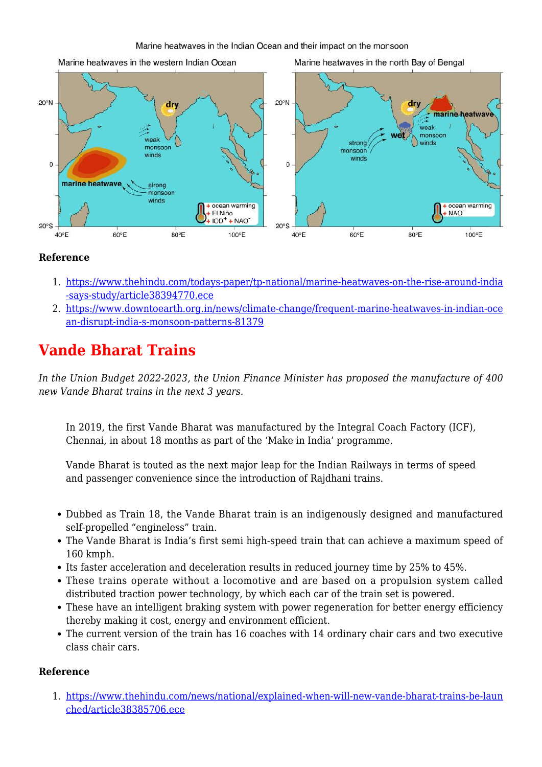Marine heatwaves in the Indian Ocean and their impact on the monsoon

Marine heatwaves in the western Indian Ocean

Marine heatwaves in the north Bay of Bengal

**Reference**

1. https://www.thehindu.com/todays-paper/tp-national/marine-heatwaves-on-the-rise-around-india-says-study/article38394770.ece
2. https://www.downtoearth.org.in/news/climate-change/frequent-marine-heatwaves-in-indian-ocean-disrupt-india-s-monsoon-patterns-81379

# Vande Bharat Trains

*In the Union Budget 2022-2023, the Union Finance Minister has proposed the manufacture of 400 new Vande Bharat trains in the next 3 years.*

> In 2019, the first Vande Bharat was manufactured by the Integral Coach Factory (ICF), Chennai, in about 18 months as part of the 'Make in India' programme.
>
> Vande Bharat is touted as the next major leap for the Indian Railways in terms of speed and passenger convenience since the introduction of Rajdhani trains.

- Dubbed as Train 18, the Vande Bharat train is an indigenously designed and manufactured self-propelled "engineless" train.
- The Vande Bharat is India's first semi high-speed train that can achieve a maximum speed of 160 kmph.
- Its faster acceleration and deceleration results in reduced journey time by 25% to 45%.
- These trains operate without a locomotive and are based on a propulsion system called distributed traction power technology, by which each car of the train set is powered.
- These have an intelligent braking system with power regeneration for better energy efficiency thereby making it cost, energy and environment efficient.
- The current version of the train has 16 coaches with 14 ordinary chair cars and two executive class chair cars.

**Reference**

1. https://www.thehindu.com/news/national/explained-when-will-new-vande-bharat-trains-be-launched/article38385706.ece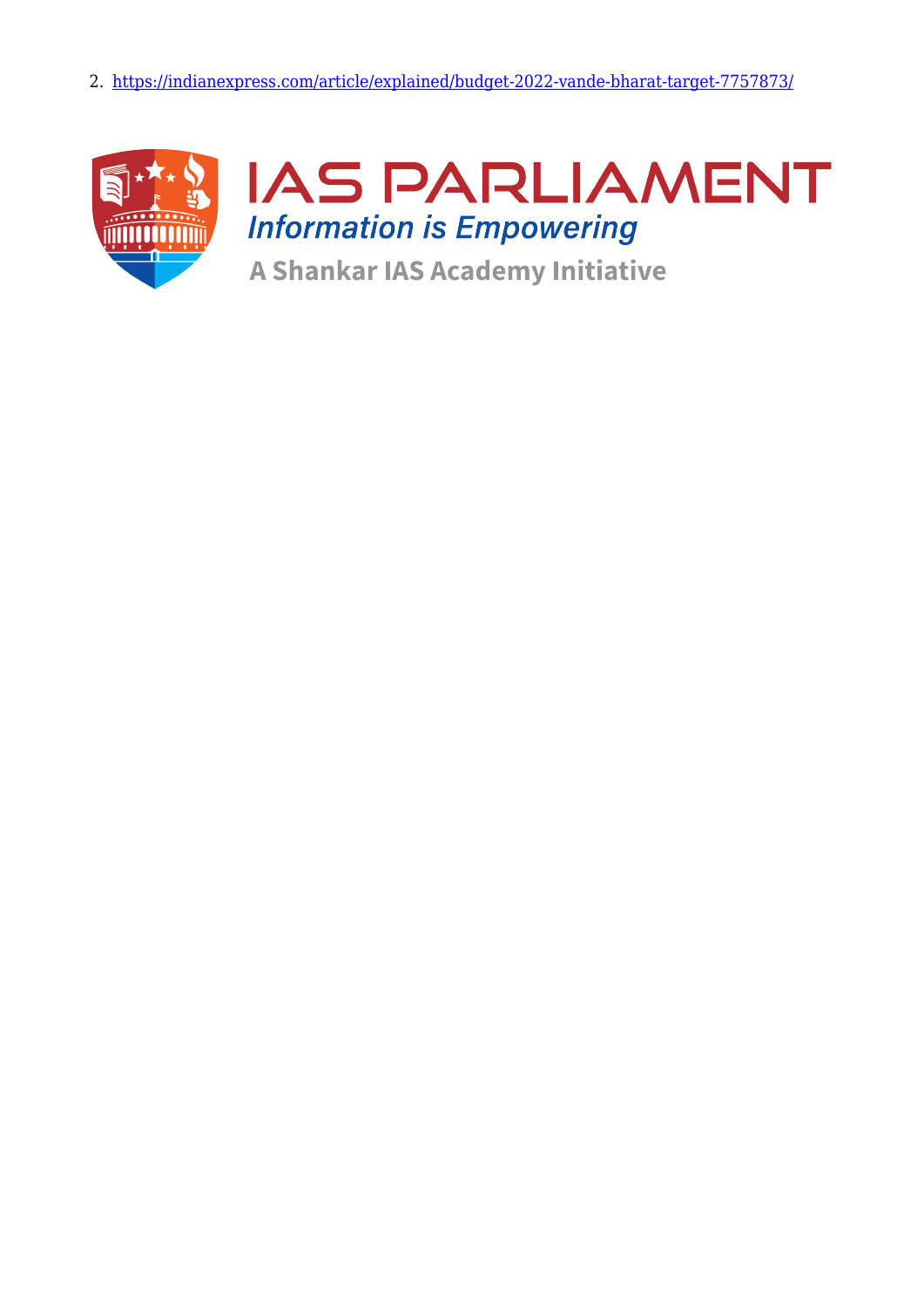2. https://indianexpress.com/article/explained/budget-2022-vande-bharat-target-7757873/

IAS PARLIAMENT

*Information is Empowering*

**A Shankar IAS Academy Initiative**